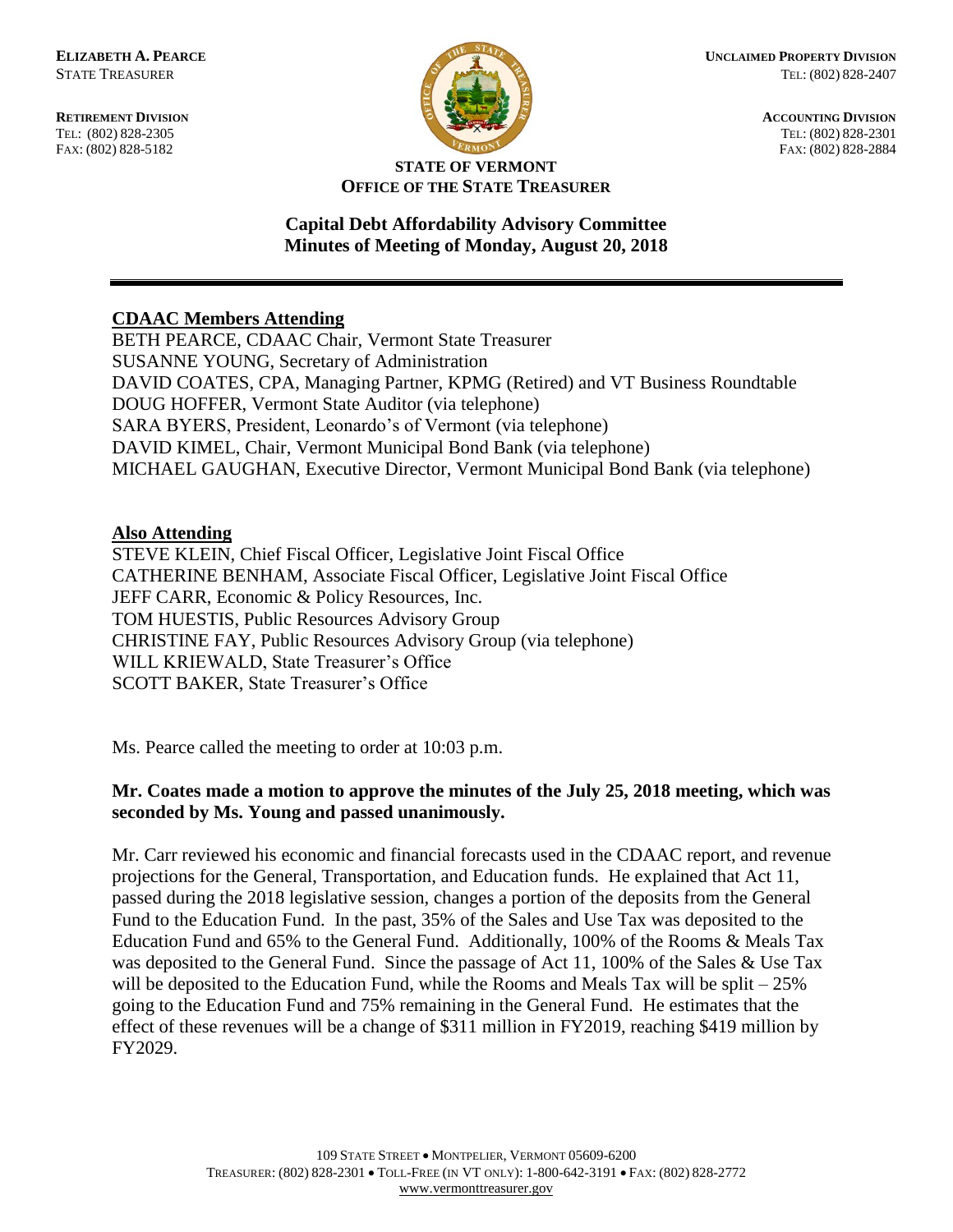**ELIZABETH A. PEARCE**
STATE TREASURER

**UNCLAIMED PROPERTY DIVISION**
TEL: (802) 828-2407

**RETIREMENT DIVISION**
TEL: (802) 828-2305
FAX: (802) 828-5182

**ACCOUNTING DIVISION**
TEL: (802) 828-2301
FAX: (802) 828-2884

**STATE OF VERMONT**
**OFFICE OF THE STATE TREASURER**

**Capital Debt Affordability Advisory Committee**
**Minutes of Meeting of Monday, August 20, 2018**

---

**CDAAC Members Attending**

BETH PEARCE, CDAAC Chair, Vermont State Treasurer
SUSANNE YOUNG, Secretary of Administration
DAVID COATES, CPA, Managing Partner, KPMG (Retired) and VT Business Roundtable
DOUG HOFFER, Vermont State Auditor (via telephone)
SARA BYERS, President, Leonardo's of Vermont (via telephone)
DAVID KIMEL, Chair, Vermont Municipal Bond Bank (via telephone)
MICHAEL GAUGHAN, Executive Director, Vermont Municipal Bond Bank (via telephone)

**Also Attending**

STEVE KLEIN, Chief Fiscal Officer, Legislative Joint Fiscal Office
CATHERINE BENHAM, Associate Fiscal Officer, Legislative Joint Fiscal Office
JEFF CARR, Economic & Policy Resources, Inc.
TOM HUESTIS, Public Resources Advisory Group
CHRISTINE FAY, Public Resources Advisory Group (via telephone)
WILL KRIEWALD, State Treasurer's Office
SCOTT BAKER, State Treasurer's Office

Ms. Pearce called the meeting to order at 10:03 p.m.

**Mr. Coates made a motion to approve the minutes of the July 25, 2018 meeting, which was seconded by Ms. Young and passed unanimously.**

Mr. Carr reviewed his economic and financial forecasts used in the CDAAC report, and revenue projections for the General, Transportation, and Education funds. He explained that Act 11, passed during the 2018 legislative session, changes a portion of the deposits from the General Fund to the Education Fund. In the past, 35% of the Sales and Use Tax was deposited to the Education Fund and 65% to the General Fund. Additionally, 100% of the Rooms & Meals Tax was deposited to the General Fund. Since the passage of Act 11, 100% of the Sales & Use Tax will be deposited to the Education Fund, while the Rooms and Meals Tax will be split – 25% going to the Education Fund and 75% remaining in the General Fund. He estimates that the effect of these revenues will be a change of \$311 million in FY2019, reaching \$419 million by FY2029.

109 STATE STREET • MONTPELIER, VERMONT 05609-6200
TREASURER: (802) 828-2301 • TOLL-FREE (IN VT ONLY): 1-800-642-3191 • FAX: (802) 828-2772
www.vermonttreasurer.gov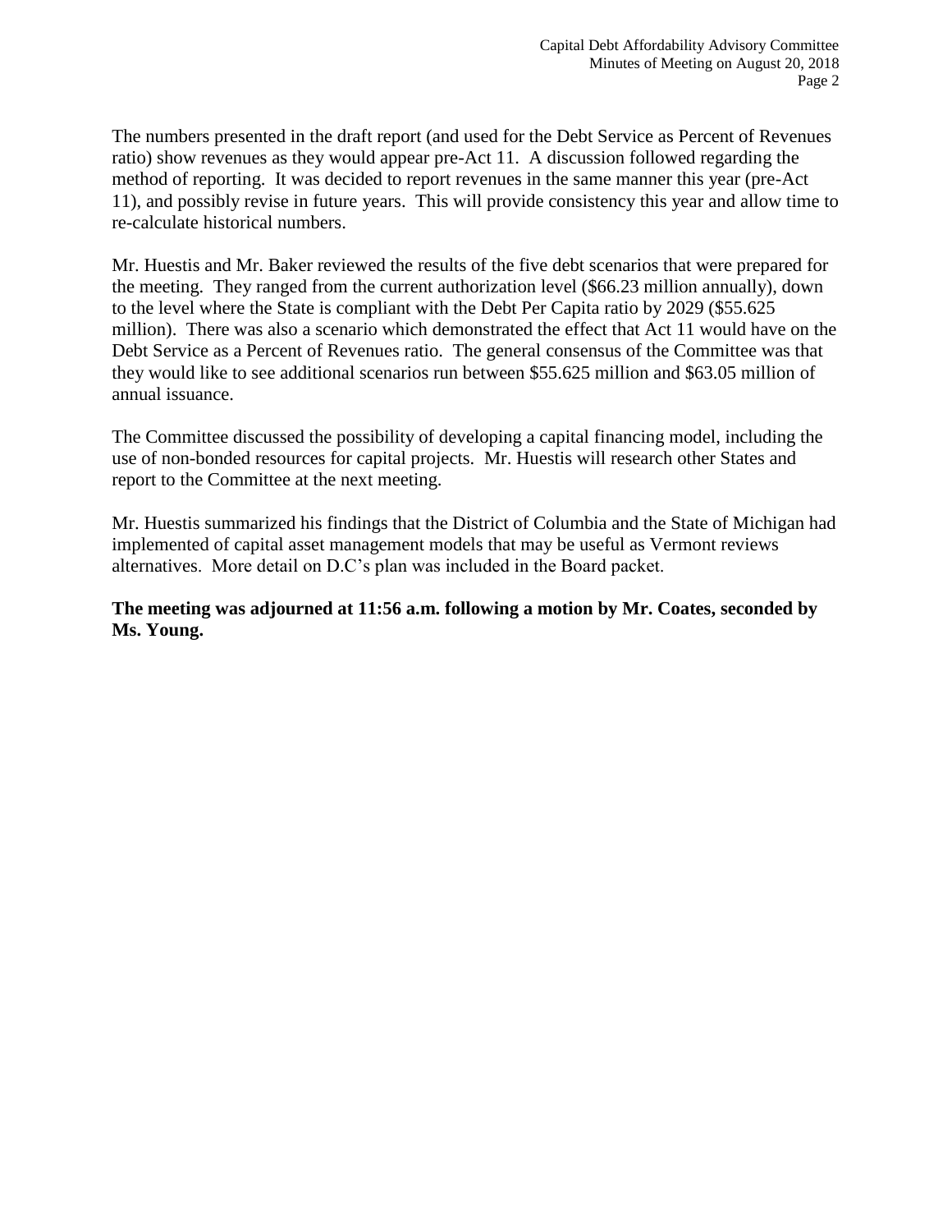The numbers presented in the draft report (and used for the Debt Service as Percent of Revenues ratio) show revenues as they would appear pre-Act 11. A discussion followed regarding the method of reporting. It was decided to report revenues in the same manner this year (pre-Act 11), and possibly revise in future years. This will provide consistency this year and allow time to re-calculate historical numbers.

Mr. Huestis and Mr. Baker reviewed the results of the five debt scenarios that were prepared for the meeting. They ranged from the current authorization level ($66.23 million annually), down to the level where the State is compliant with the Debt Per Capita ratio by 2029 ($55.625 million). There was also a scenario which demonstrated the effect that Act 11 would have on the Debt Service as a Percent of Revenues ratio. The general consensus of the Committee was that they would like to see additional scenarios run between $55.625 million and $63.05 million of annual issuance.

The Committee discussed the possibility of developing a capital financing model, including the use of non-bonded resources for capital projects. Mr. Huestis will research other States and report to the Committee at the next meeting.

Mr. Huestis summarized his findings that the District of Columbia and the State of Michigan had implemented of capital asset management models that may be useful as Vermont reviews alternatives. More detail on D.C's plan was included in the Board packet.

**The meeting was adjourned at 11:56 a.m. following a motion by Mr. Coates, seconded by Ms. Young.**